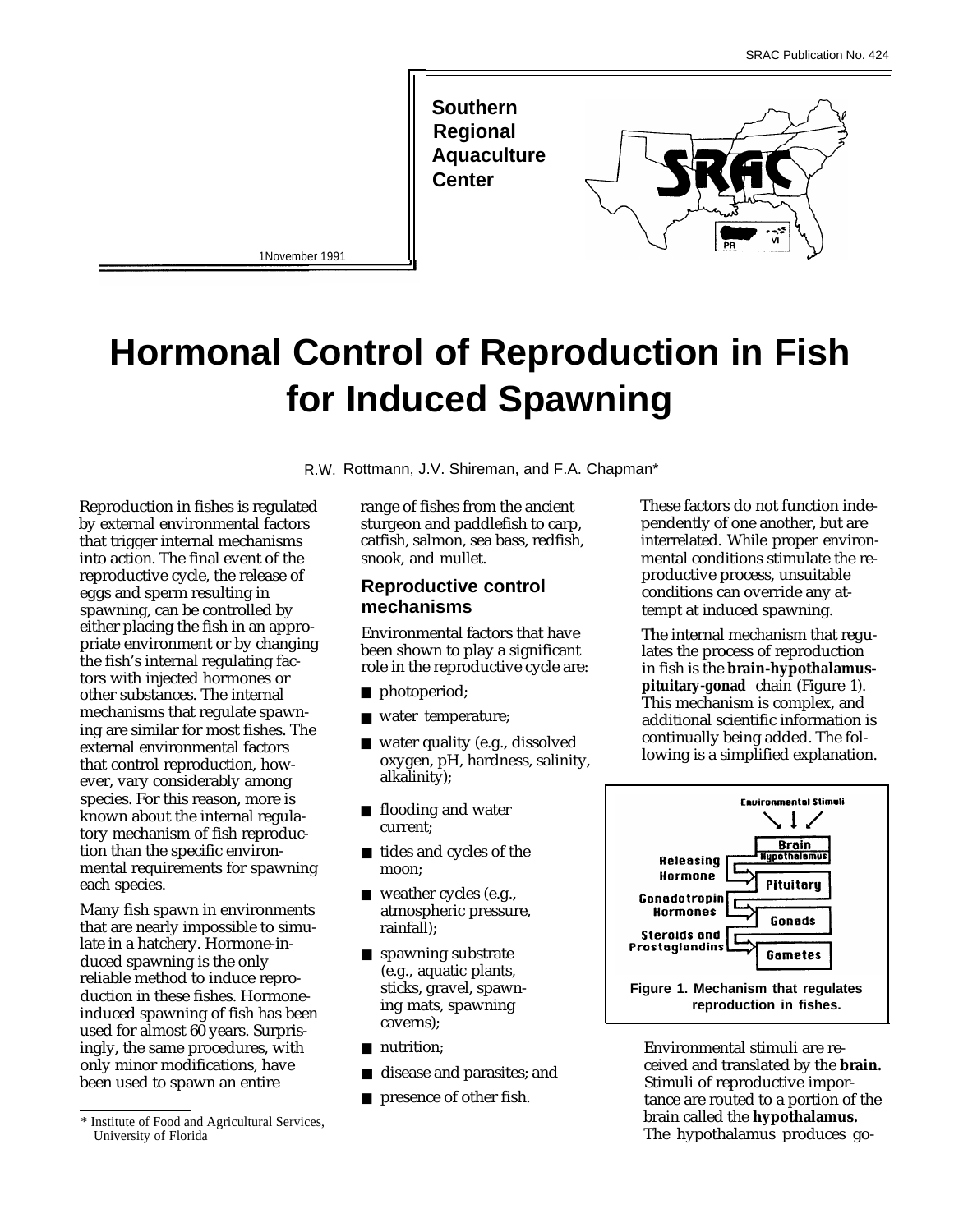SRAC Publication No. 424

**Southern Regional Aquaculture Center**

November 1991

# Hormonal Control of Reproduction in Fish for Induced Spawning

R.W. Rottmann, J.V. Shireman, and F.A. Chapman*

Reproduction in fishes is regulated by external environmental factors that trigger internal mechanisms into action. The final event of the reproductive cycle, the release of eggs and sperm resulting in spawning, can be controlled by either placing the fish in an appropriate environment or by changing the fish's internal regulating factors with injected hormones or other substances. The internal mechanisms that regulate spawning are similar for most fishes. The external environmental factors that control reproduction, however, vary considerably among species. For this reason, more is known about the internal regulatory mechanism of fish reproduction than the specific environmental requirements for spawning each species.

Many fish spawn in environments that are nearly impossible to simulate in a hatchery. Hormone-induced spawning is the only reliable method to induce reproduction in these fishes. Hormone-induced spawning of fish has been used for almost 60 years. Surprisingly, the same procedures, with only minor modifications, have been used to spawn an entire range of fishes from the ancient sturgeon and paddlefish to carp, catfish, salmon, sea bass, redfish, snook, and mullet.

## Reproductive control mechanisms

Environmental factors that have been shown to play a significant role in the reproductive cycle are:

- photoperiod;
- water temperature;
- water quality (e.g., dissolved oxygen, pH, hardness, salinity, alkalinity);
- flooding and water current;
- tides and cycles of the moon;
- weather cycles (e.g., atmospheric pressure, rainfall);
- spawning substrate (e.g., aquatic plants, sticks, gravel, spawning mats, spawning caverns);
- nutrition;
- disease and parasites; and
- presence of other fish.

These factors do not function independently of one another, but are interrelated. While proper environmental conditions stimulate the reproductive process, unsuitable conditions can override any attempt at induced spawning.

The internal mechanism that regulates the process of reproduction in fish is the **brain-hypothalamus-pituitary-gonad** chain (Figure 1). This mechanism is complex, and additional scientific information is continually being added. The following is a simplified explanation.

Environmental Stimuli → Brain / Hypothalamus → (Releasing Hormone) → Pituitary → (Gonadotropin Hormones) → Gonads → (Steroids and Prostaglandins) → Gametes

**Figure 1. Mechanism that regulates reproduction in fishes.**

Environmental stimuli are received and translated by the **brain.** Stimuli of reproductive importance are routed to a portion of the brain called the **hypothalamus.** The hypothalamus produces go-

* Institute of Food and Agricultural Services, University of Florida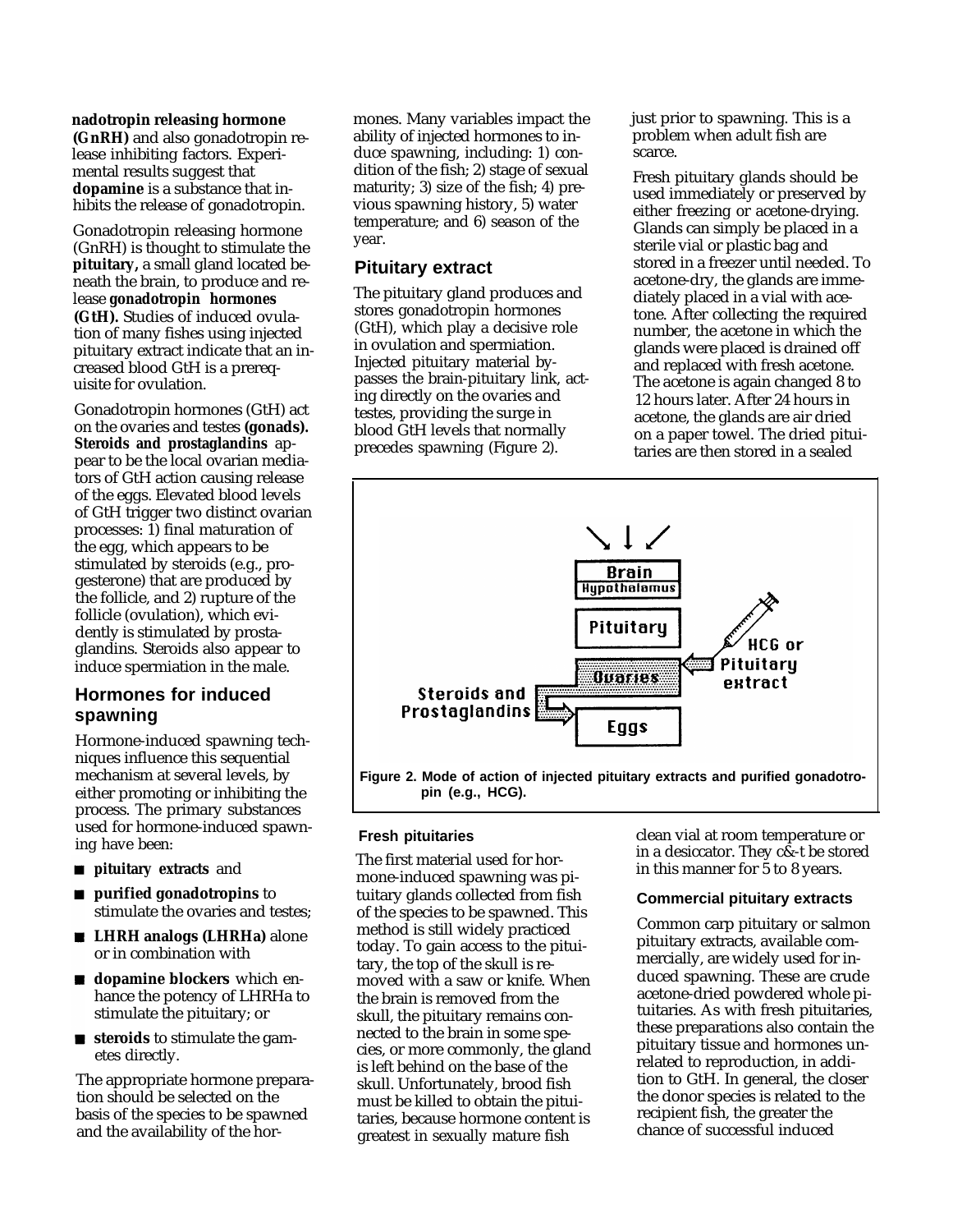nadotropin releasing hormone **(GnRH)** and also gonadotropin release inhibiting factors. Experimental results suggest that **dopamine** is a substance that inhibits the release of gonadotropin.

Gonadotropin releasing hormone (GnRH) is thought to stimulate the **pituitary,** a small gland located beneath the brain, to produce and release **gonadotropin hormones (GtH).** Studies of induced ovulation of many fishes using injected pituitary extract indicate that an increased blood GtH is a prerequisite for ovulation.

Gonadotropin hormones (GtH) act on the ovaries and testes **(gonads). Steroids and prostaglandins** appear to be the local ovarian mediators of GtH action causing release of the eggs. Elevated blood levels of GtH trigger two distinct ovarian processes: 1) final maturation of the egg, which appears to be stimulated by steroids (e.g., progesterone) that are produced by the follicle, and 2) rupture of the follicle (ovulation), which evidently is stimulated by prostaglandins. Steroids also appear to induce spermiation in the male.

## Hormones for induced spawning

Hormone-induced spawning techniques influence this sequential mechanism at several levels, by either promoting or inhibiting the process. The primary substances used for hormone-induced spawning have been:

- **pituitary extracts** and
- **purified gonadotropins** to stimulate the ovaries and testes;
- **LHRH analogs (LHRHa)** alone or in combination with
- **dopamine blockers** which enhance the potency of LHRHa to stimulate the pituitary; or
- **steroids** to stimulate the gametes directly.

The appropriate hormone preparation should be selected on the basis of the species to be spawned and the availability of the hormones. Many variables impact the ability of injected hormones to induce spawning, including: 1) condition of the fish; 2) stage of sexual maturity; 3) size of the fish; 4) previous spawning history, 5) water temperature; and 6) season of the year.

## Pituitary extract

The pituitary gland produces and stores gonadotropin hormones (GtH), which play a decisive role in ovulation and spermiation. Injected pituitary material bypasses the brain-pituitary link, acting directly on the ovaries and testes, providing the surge in blood GtH levels that normally precedes spawning (Figure 2).

**Figure 2. Mode of action of injected pituitary extracts and purified gonadotropin (e.g., HCG).**

### Fresh pituitaries

The first material used for hormone-induced spawning was pituitary glands collected from fish of the species to be spawned. This method is still widely practiced today. To gain access to the pituitary, the top of the skull is removed with a saw or knife. When the brain is removed from the skull, the pituitary remains connected to the brain in some species, or more commonly, the gland is left behind on the base of the skull. Unfortunately, brood fish must be killed to obtain the pituitaries, because hormone content is greatest in sexually mature fish just prior to spawning. This is a problem when adult fish are scarce.

Fresh pituitary glands should be used immediately or preserved by either freezing or acetone-drying. Glands can simply be placed in a sterile vial or plastic bag and stored in a freezer until needed. To acetone-dry, the glands are immediately placed in a vial with acetone. After collecting the required number, the acetone in which the glands were placed is drained off and replaced with fresh acetone. The acetone is again changed 8 to 12 hours later. After 24 hours in acetone, the glands are air dried on a paper towel. The dried pituitaries are then stored in a sealed clean vial at room temperature or in a desiccator. They c&-t be stored in this manner for 5 to 8 years.

### Commercial pituitary extracts

Common carp pituitary or salmon pituitary extracts, available commercially, are widely used for induced spawning. These are crude acetone-dried powdered whole pituitaries. As with fresh pituitaries, these preparations also contain the pituitary tissue and hormones unrelated to reproduction, in addition to GtH. In general, the closer the donor species is related to the recipient fish, the greater the chance of successful induced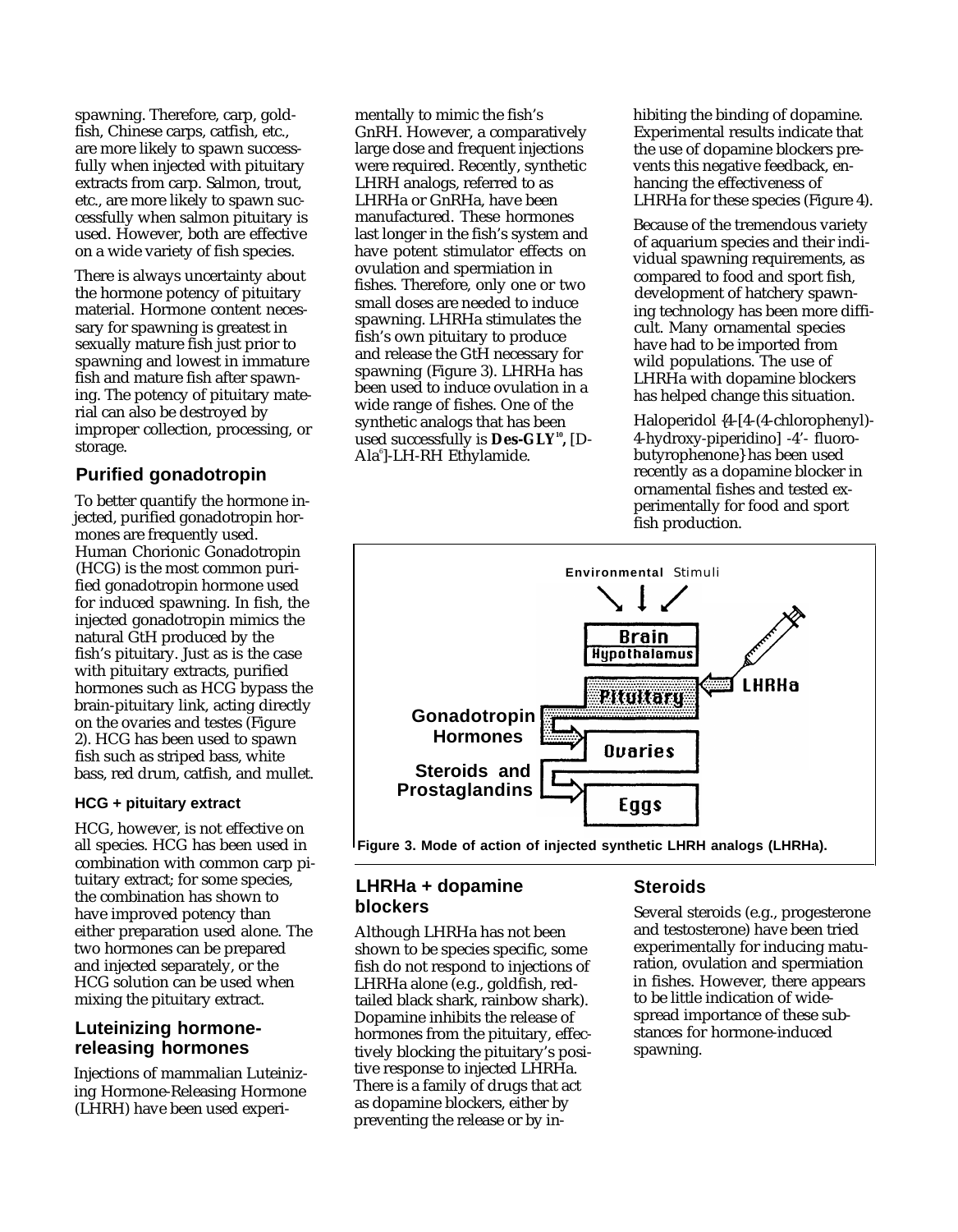spawning. Therefore, carp, goldfish, Chinese carps, catfish, etc., are more likely to spawn successfully when injected with pituitary extracts from carp. Salmon, trout, etc., are more likely to spawn successfully when salmon pituitary is used. However, both are effective on a wide variety of fish species.

There is always uncertainty about the hormone potency of pituitary material. Hormone content necessary for spawning is greatest in sexually mature fish just prior to spawning and lowest in immature fish and mature fish after spawning. The potency of pituitary material can also be destroyed by improper collection, processing, or storage.

## Purified gonadotropin

To better quantify the hormone injected, purified gonadotropin hormones are frequently used. Human Chorionic Gonadotropin (HCG) is the most common purified gonadotropin hormone used for induced spawning. In fish, the injected gonadotropin mimics the natural GtH produced by the fish's pituitary. Just as is the case with pituitary extracts, purified hormones such as HCG bypass the brain-pituitary link, acting directly on the ovaries and testes (Figure 2). HCG has been used to spawn fish such as striped bass, white bass, red drum, catfish, and mullet.

### HCG + pituitary extract

HCG, however, is not effective on all species. HCG has been used in combination with common carp pituitary extract; for some species, the combination has shown to have improved potency than either preparation used alone. The two hormones can be prepared and injected separately, or the HCG solution can be used when mixing the pituitary extract.

## Luteinizing hormone-releasing hormones

Injections of mammalian Luteinizing Hormone-Releasing Hormone (LHRH) have been used experimentally to mimic the fish's GnRH. However, a comparatively large dose and frequent injections were required. Recently, synthetic LHRH analogs, referred to as LHRHa or GnRHa, have been manufactured. These hormones last longer in the fish's system and have potent stimulator effects on ovulation and spermiation in fishes. Therefore, only one or two small doses are needed to induce spawning. LHRHa stimulates the fish's own pituitary to produce and release the GtH necessary for spawning (Figure 3). LHRHa has been used to induce ovulation in a wide range of fishes. One of the synthetic analogs that has been used successfully is **Des-GLY$^{10}$,** [D-Ala$^{6}$]-LH-RH Ethylamide.

Environmental Stimuli → Brain / Hypothalamus → Pituitary ← LHRHa; Gonadotropin Hormones → Ovaries; Steroids and Prostaglandins → Eggs

Figure 3. Mode of action of injected synthetic LHRH analogs (LHRHa).

## LHRHa + dopamine blockers

Although LHRHa has not been shown to be species specific, some fish do not respond to injections of LHRHa alone (e.g., goldfish, red-tailed black shark, rainbow shark). Dopamine inhibits the release of hormones from the pituitary, effectively blocking the pituitary's positive response to injected LHRHa. There is a family of drugs that act as dopamine blockers, either by preventing the release or by inhibiting the binding of dopamine. Experimental results indicate that the use of dopamine blockers prevents this negative feedback, enhancing the effectiveness of LHRHa for these species (Figure 4).

Because of the tremendous variety of aquarium species and their individual spawning requirements, as compared to food and sport fish, development of hatchery spawning technology has been more difficult. Many ornamental species have had to be imported from wild populations. The use of LHRHa with dopamine blockers has helped change this situation.

Haloperidol {4-[4-(4-chlorophenyl)-4-hydroxy-piperidino] -4'- fluorobutyrophenone} has been used recently as a dopamine blocker in ornamental fishes and tested experimentally for food and sport fish production.

## Steroids

Several steroids (e.g., progesterone and testosterone) have been tried experimentally for inducing maturation, ovulation and spermiation in fishes. However, there appears to be little indication of widespread importance of these substances for hormone-induced spawning.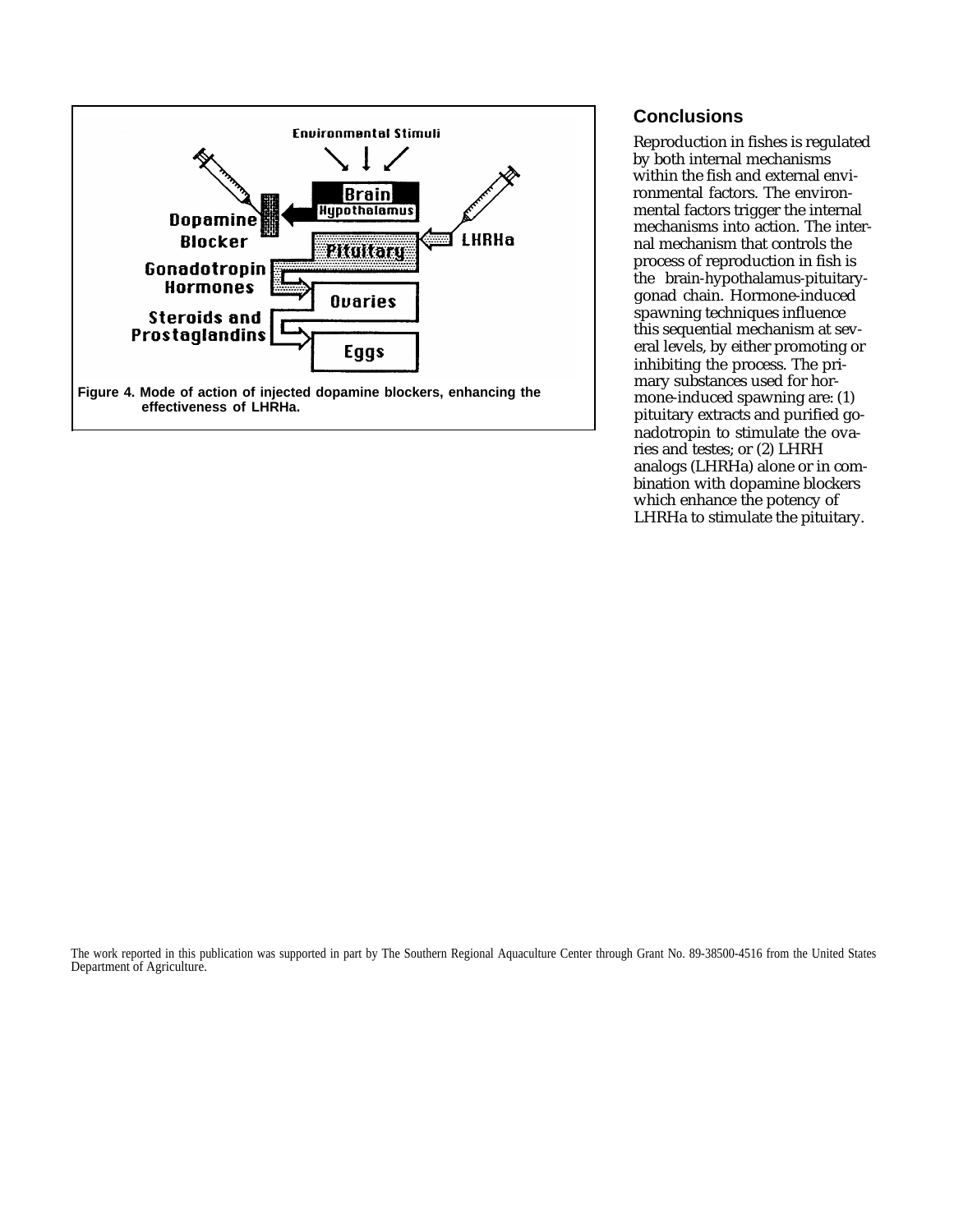Environmental Stimuli

Brain

Hypothalamus

Dopamine Blocker

Pituitary

LHRHa

Gonadotropin Hormones

Ovaries

Steroids and Prostaglandins

Eggs

**Figure 4. Mode of action of injected dopamine blockers, enhancing the effectiveness of LHRHa.**

## Conclusions

Reproduction in fishes is regulated by both internal mechanisms within the fish and external environmental factors. The environmental factors trigger the internal mechanisms into action. The internal mechanism that controls the process of reproduction in fish is the brain-hypothalamus-pituitary-gonad chain. Hormone-induced spawning techniques influence this sequential mechanism at several levels, by either promoting or inhibiting the process. The primary substances used for hormone-induced spawning are: (1) pituitary extracts and purified gonadotropin to stimulate the ovaries and testes; or (2) LHRH analogs (LHRHa) alone or in combination with dopamine blockers which enhance the potency of LHRHa to stimulate the pituitary.

The work reported in this publication was supported in part by The Southern Regional Aquaculture Center through Grant No. 89-38500-4516 from the United States Department of Agriculture.